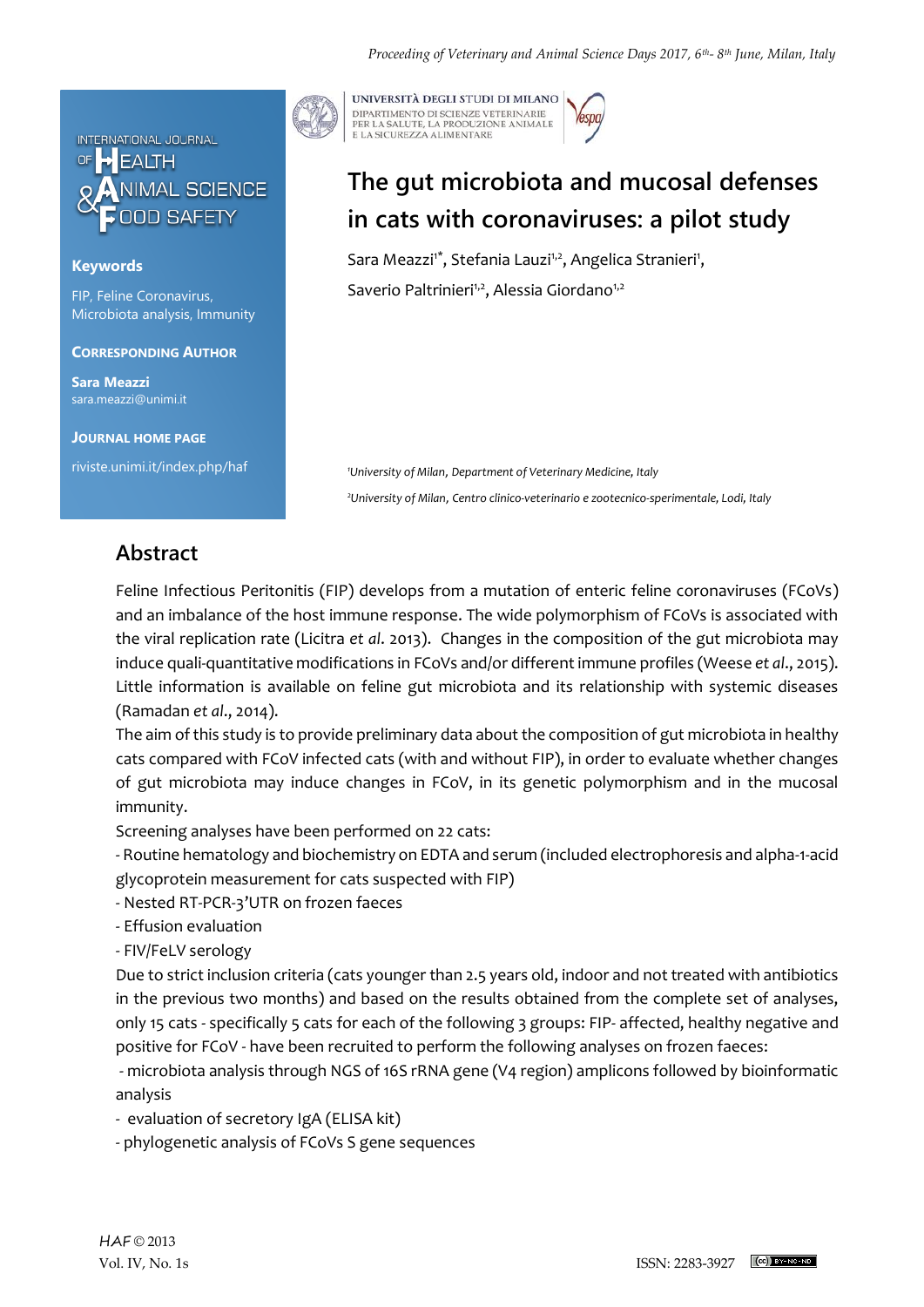INTERNATIONAL JOURNAL OF HEALTH & ANIMAL SCIENCE FOOD SAFETY

**Keywords**

FIP, Feline Coronavirus, Microbiota analysis, Immunity

**CORRESPONDING AUTHOR**

**Sara Meazzi**
sara.meazzi@unimi.it

**JOURNAL HOME PAGE**

riviste.unimi.it/index.php/haf

UNIVERSITÀ DEGLI STUDI DI MILANO
DIPARTIMENTO DI SCIENZE VETERINARIE PER LA SALUTE, LA PRODUZIONE ANIMALE E LA SICUREZZA ALIMENTARE

# The gut microbiota and mucosal defenses in cats with coronaviruses: a pilot study

Sara Meazzi[1*], Stefania Lauzi[1,2], Angelica Stranieri[1], Saverio Paltrinieri[1,2], Alessia Giordano[1,2]

[1]*University of Milan, Department of Veterinary Medicine, Italy*

[2]*University of Milan, Centro clinico-veterinario e zootecnico-sperimentale, Lodi, Italy*

## Abstract

Feline Infectious Peritonitis (FIP) develops from a mutation of enteric feline coronaviruses (FCoVs) and an imbalance of the host immune response. The wide polymorphism of FCoVs is associated with the viral replication rate (Licitra *et al*. 2013). Changes in the composition of the gut microbiota may induce quali-quantitative modifications in FCoVs and/or different immune profiles (Weese *et al*., 2015). Little information is available on feline gut microbiota and its relationship with systemic diseases (Ramadan *et al*., 2014).

The aim of this study is to provide preliminary data about the composition of gut microbiota in healthy cats compared with FCoV infected cats (with and without FIP), in order to evaluate whether changes of gut microbiota may induce changes in FCoV, in its genetic polymorphism and in the mucosal immunity.

Screening analyses have been performed on 22 cats:

- Routine hematology and biochemistry on EDTA and serum (included electrophoresis and alpha-1-acid glycoprotein measurement for cats suspected with FIP)
- Nested RT-PCR-3'UTR on frozen faeces
- Effusion evaluation
- FIV/FeLV serology

Due to strict inclusion criteria (cats younger than 2.5 years old, indoor and not treated with antibiotics in the previous two months) and based on the results obtained from the complete set of analyses, only 15 cats - specifically 5 cats for each of the following 3 groups: FIP- affected, healthy negative and positive for FCoV - have been recruited to perform the following analyses on frozen faeces:

- microbiota analysis through NGS of 16S rRNA gene (V4 region) amplicons followed by bioinformatic analysis
- evaluation of secretory IgA (ELISA kit)
- phylogenetic analysis of FCoVs S gene sequences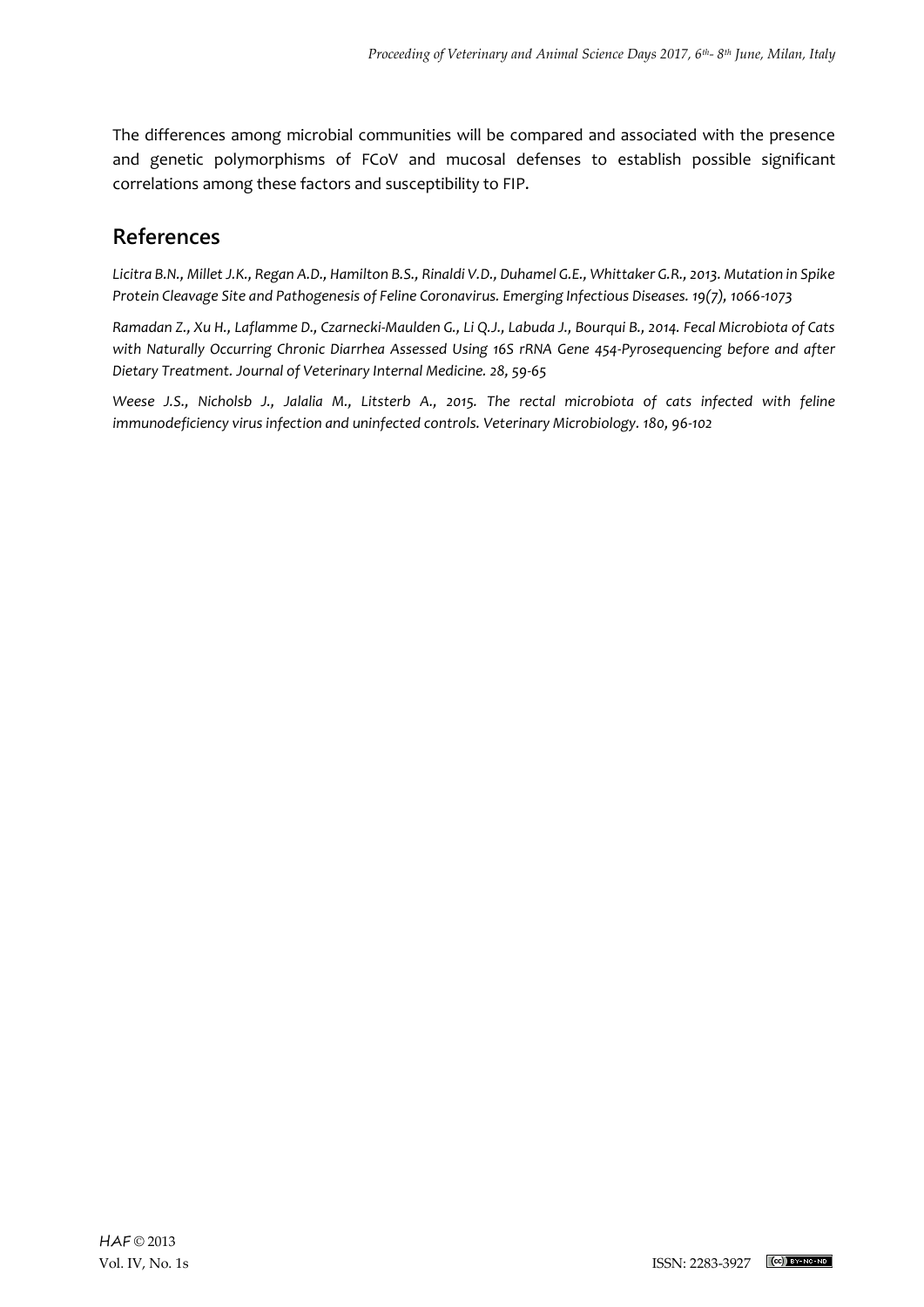The differences among microbial communities will be compared and associated with the presence and genetic polymorphisms of FCoV and mucosal defenses to establish possible significant correlations among these factors and susceptibility to FIP.

## References

*Licitra B.N., Millet J.K., Regan A.D., Hamilton B.S., Rinaldi V.D., Duhamel G.E., Whittaker G.R., 2013. Mutation in Spike Protein Cleavage Site and Pathogenesis of Feline Coronavirus. Emerging Infectious Diseases. 19(7), 1066-1073*

*Ramadan Z., Xu H., Laflamme D., Czarnecki-Maulden G., Li Q.J., Labuda J., Bourqui B., 2014. Fecal Microbiota of Cats with Naturally Occurring Chronic Diarrhea Assessed Using 16S rRNA Gene 454-Pyrosequencing before and after Dietary Treatment. Journal of Veterinary Internal Medicine. 28, 59-65*

*Weese J.S., Nicholsb J., Jalalia M., Litsterb A., 2015. The rectal microbiota of cats infected with feline immunodeficiency virus infection and uninfected controls. Veterinary Microbiology. 180, 96-102*